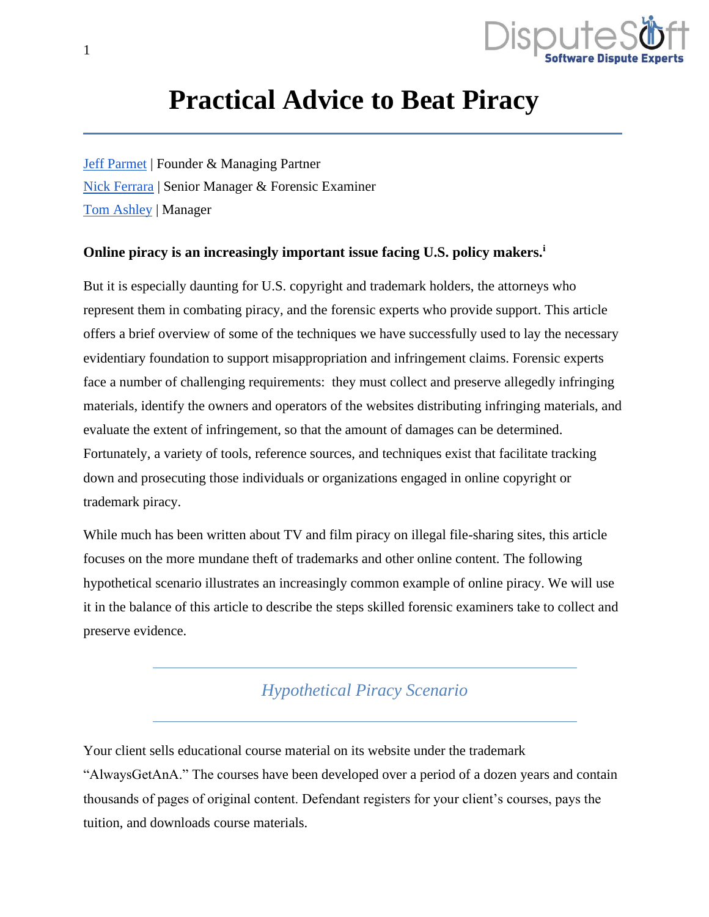# Practical Advice to Beat Piracy

Jeff Parmet | Founder & Managing Partner

Nick Ferrara | Senior Manager & Forensic Examiner

Tom Ashley | Manager

**Online piracy is an increasingly important issue facing U.S. policy makers.[i]**

But it is especially daunting for U.S. copyright and trademark holders, the attorneys who represent them in combating piracy, and the forensic experts who provide support. This article offers a brief overview of some of the techniques we have successfully used to lay the necessary evidentiary foundation to support misappropriation and infringement claims. Forensic experts face a number of challenging requirements: they must collect and preserve allegedly infringing materials, identify the owners and operators of the websites distributing infringing materials, and evaluate the extent of infringement, so that the amount of damages can be determined. Fortunately, a variety of tools, reference sources, and techniques exist that facilitate tracking down and prosecuting those individuals or organizations engaged in online copyright or trademark piracy.

While much has been written about TV and film piracy on illegal file-sharing sites, this article focuses on the more mundane theft of trademarks and other online content. The following hypothetical scenario illustrates an increasingly common example of online piracy. We will use it in the balance of this article to describe the steps skilled forensic examiners take to collect and preserve evidence.

## *Hypothetical Piracy Scenario*

Your client sells educational course material on its website under the trademark "AlwaysGetAnA." The courses have been developed over a period of a dozen years and contain thousands of pages of original content. Defendant registers for your client's courses, pays the tuition, and downloads course materials.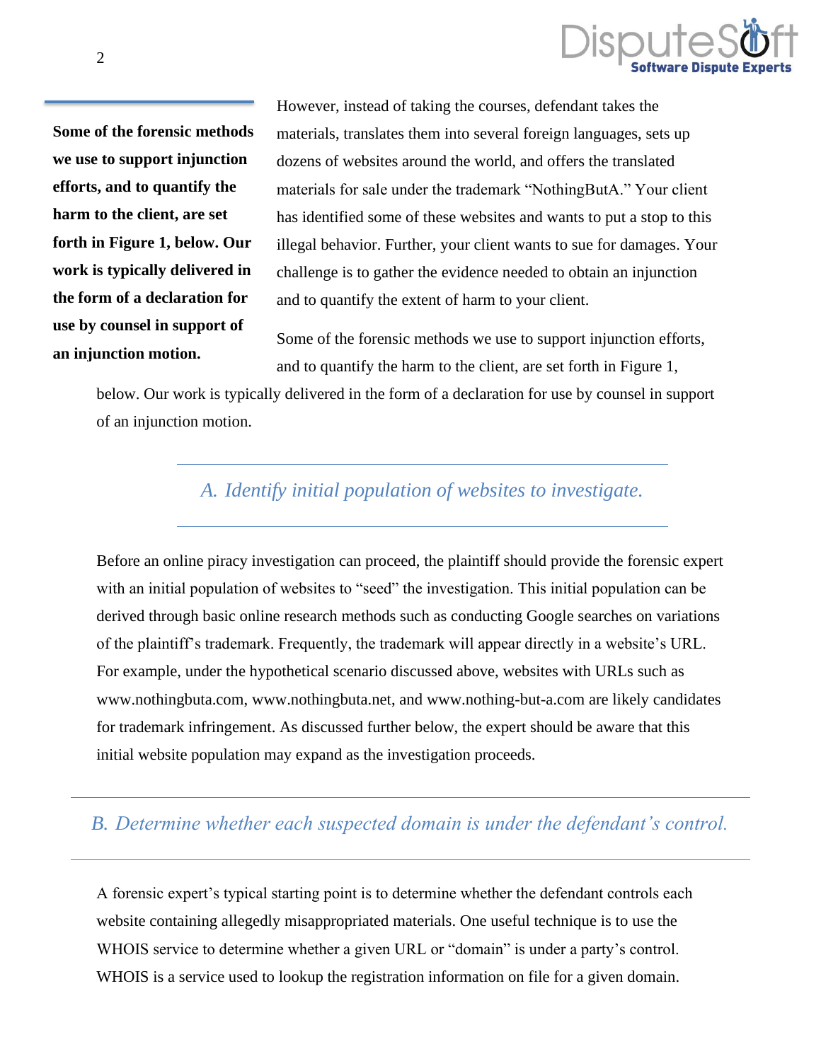> **Some of the forensic methods we use to support injunction efforts, and to quantify the harm to the client, are set forth in Figure 1, below. Our work is typically delivered in the form of a declaration for use by counsel in support of an injunction motion.**

However, instead of taking the courses, defendant takes the materials, translates them into several foreign languages, sets up dozens of websites around the world, and offers the translated materials for sale under the trademark "NothingButA." Your client has identified some of these websites and wants to put a stop to this illegal behavior. Further, your client wants to sue for damages. Your challenge is to gather the evidence needed to obtain an injunction and to quantify the extent of harm to your client.

Some of the forensic methods we use to support injunction efforts, and to quantify the harm to the client, are set forth in Figure 1, below. Our work is typically delivered in the form of a declaration for use by counsel in support of an injunction motion.

## *A. Identify initial population of websites to investigate.*

Before an online piracy investigation can proceed, the plaintiff should provide the forensic expert with an initial population of websites to "seed" the investigation. This initial population can be derived through basic online research methods such as conducting Google searches on variations of the plaintiff's trademark. Frequently, the trademark will appear directly in a website's URL. For example, under the hypothetical scenario discussed above, websites with URLs such as www.nothingbuta.com, www.nothingbuta.net, and www.nothing-but-a.com are likely candidates for trademark infringement. As discussed further below, the expert should be aware that this initial website population may expand as the investigation proceeds.

## *B. Determine whether each suspected domain is under the defendant's control.*

A forensic expert's typical starting point is to determine whether the defendant controls each website containing allegedly misappropriated materials. One useful technique is to use the WHOIS service to determine whether a given URL or "domain" is under a party's control. WHOIS is a service used to lookup the registration information on file for a given domain.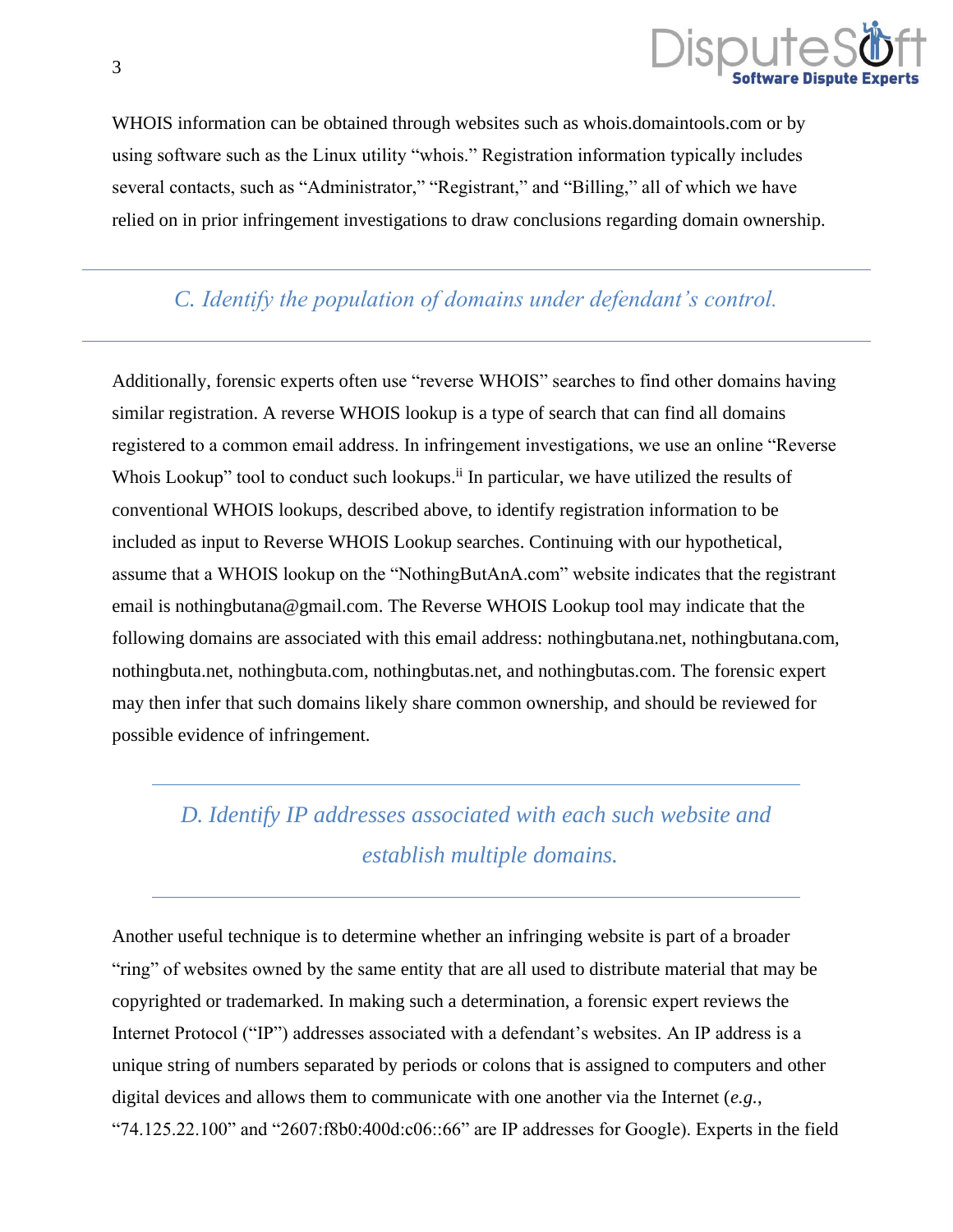WHOIS information can be obtained through websites such as whois.domaintools.com or by using software such as the Linux utility "whois." Registration information typically includes several contacts, such as "Administrator," "Registrant," and "Billing," all of which we have relied on in prior infringement investigations to draw conclusions regarding domain ownership.

## *C. Identify the population of domains under defendant's control.*

Additionally, forensic experts often use "reverse WHOIS" searches to find other domains having similar registration. A reverse WHOIS lookup is a type of search that can find all domains registered to a common email address. In infringement investigations, we use an online "Reverse Whois Lookup" tool to conduct such lookups.[ii] In particular, we have utilized the results of conventional WHOIS lookups, described above, to identify registration information to be included as input to Reverse WHOIS Lookup searches. Continuing with our hypothetical, assume that a WHOIS lookup on the "NothingButAnA.com" website indicates that the registrant email is nothingbutana@gmail.com. The Reverse WHOIS Lookup tool may indicate that the following domains are associated with this email address: nothingbutana.net, nothingbutana.com, nothingbuta.net, nothingbuta.com, nothingbutas.net, and nothingbutas.com. The forensic expert may then infer that such domains likely share common ownership, and should be reviewed for possible evidence of infringement.

## *D. Identify IP addresses associated with each such website and establish multiple domains.*

Another useful technique is to determine whether an infringing website is part of a broader "ring" of websites owned by the same entity that are all used to distribute material that may be copyrighted or trademarked. In making such a determination, a forensic expert reviews the Internet Protocol ("IP") addresses associated with a defendant's websites. An IP address is a unique string of numbers separated by periods or colons that is assigned to computers and other digital devices and allows them to communicate with one another via the Internet (*e.g.*, "74.125.22.100" and "2607:f8b0:400d:c06::66" are IP addresses for Google). Experts in the field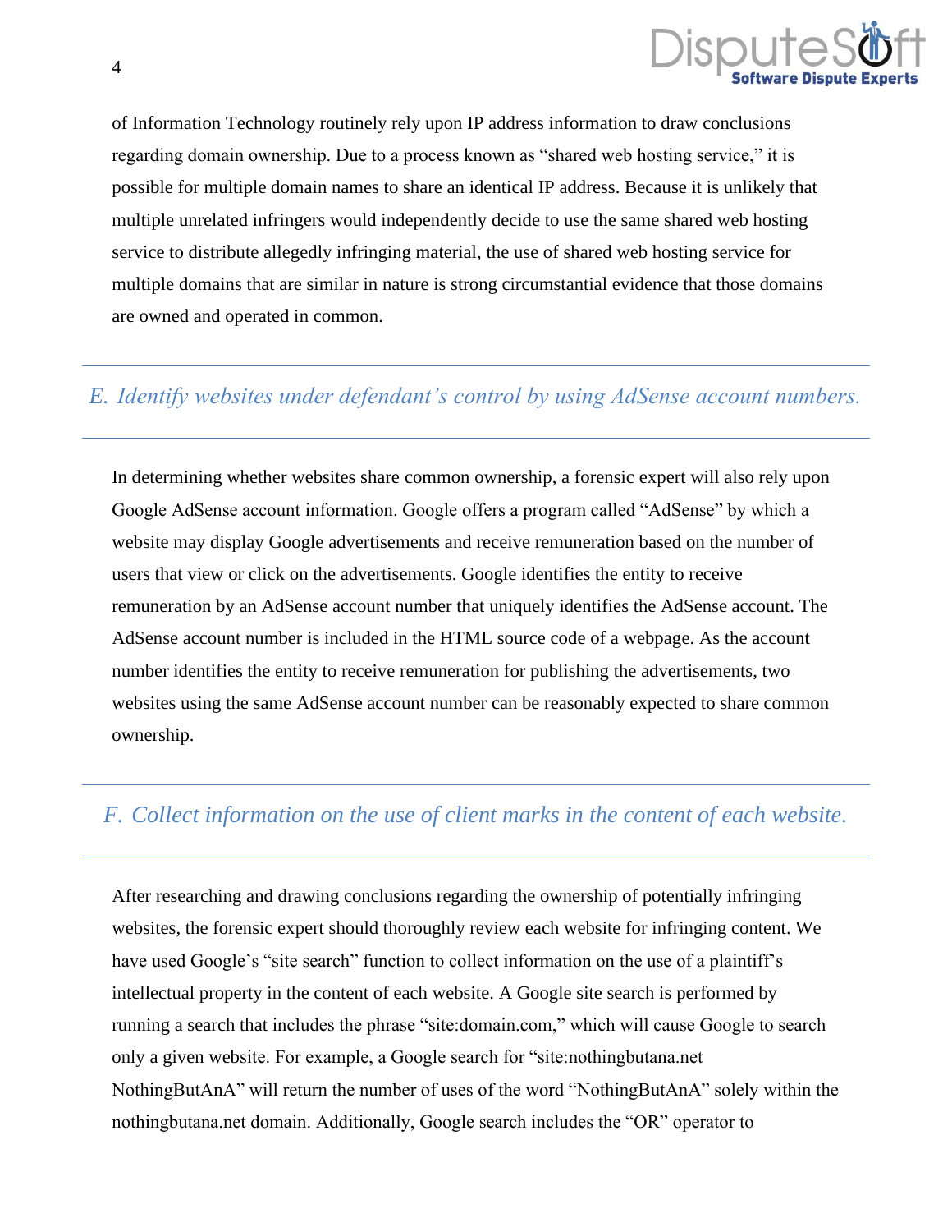of Information Technology routinely rely upon IP address information to draw conclusions regarding domain ownership. Due to a process known as "shared web hosting service," it is possible for multiple domain names to share an identical IP address. Because it is unlikely that multiple unrelated infringers would independently decide to use the same shared web hosting service to distribute allegedly infringing material, the use of shared web hosting service for multiple domains that are similar in nature is strong circumstantial evidence that those domains are owned and operated in common.

## *E. Identify websites under defendant's control by using AdSense account numbers.*

In determining whether websites share common ownership, a forensic expert will also rely upon Google AdSense account information. Google offers a program called "AdSense" by which a website may display Google advertisements and receive remuneration based on the number of users that view or click on the advertisements. Google identifies the entity to receive remuneration by an AdSense account number that uniquely identifies the AdSense account. The AdSense account number is included in the HTML source code of a webpage. As the account number identifies the entity to receive remuneration for publishing the advertisements, two websites using the same AdSense account number can be reasonably expected to share common ownership.

## *F. Collect information on the use of client marks in the content of each website.*

After researching and drawing conclusions regarding the ownership of potentially infringing websites, the forensic expert should thoroughly review each website for infringing content. We have used Google's "site search" function to collect information on the use of a plaintiff's intellectual property in the content of each website. A Google site search is performed by running a search that includes the phrase "site:domain.com," which will cause Google to search only a given website. For example, a Google search for "site:nothingbutana.net NothingButAnA" will return the number of uses of the word "NothingButAnA" solely within the nothingbutana.net domain. Additionally, Google search includes the "OR" operator to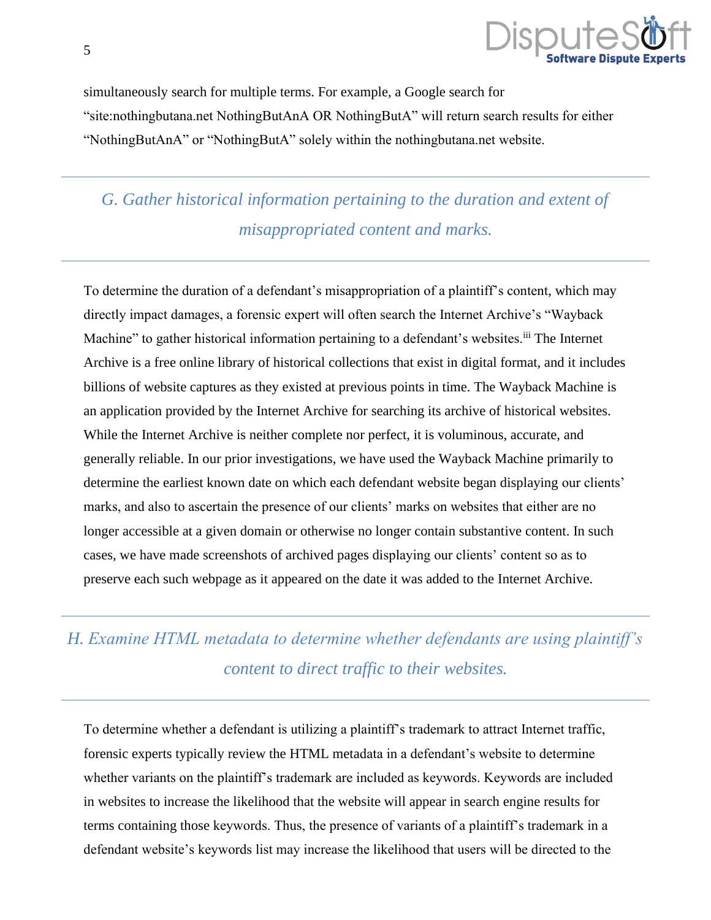simultaneously search for multiple terms. For example, a Google search for "site:nothingbutana.net NothingButAnA OR NothingButA" will return search results for either "NothingButAnA" or "NothingButA" solely within the nothingbutana.net website.

## *G. Gather historical information pertaining to the duration and extent of misappropriated content and marks.*

To determine the duration of a defendant's misappropriation of a plaintiff's content, which may directly impact damages, a forensic expert will often search the Internet Archive's "Wayback Machine" to gather historical information pertaining to a defendant's websites.[iii] The Internet Archive is a free online library of historical collections that exist in digital format, and it includes billions of website captures as they existed at previous points in time. The Wayback Machine is an application provided by the Internet Archive for searching its archive of historical websites. While the Internet Archive is neither complete nor perfect, it is voluminous, accurate, and generally reliable. In our prior investigations, we have used the Wayback Machine primarily to determine the earliest known date on which each defendant website began displaying our clients' marks, and also to ascertain the presence of our clients' marks on websites that either are no longer accessible at a given domain or otherwise no longer contain substantive content. In such cases, we have made screenshots of archived pages displaying our clients' content so as to preserve each such webpage as it appeared on the date it was added to the Internet Archive.

## *H. Examine HTML metadata to determine whether defendants are using plaintiff's content to direct traffic to their websites.*

To determine whether a defendant is utilizing a plaintiff's trademark to attract Internet traffic, forensic experts typically review the HTML metadata in a defendant's website to determine whether variants on the plaintiff's trademark are included as keywords. Keywords are included in websites to increase the likelihood that the website will appear in search engine results for terms containing those keywords. Thus, the presence of variants of a plaintiff's trademark in a defendant website's keywords list may increase the likelihood that users will be directed to the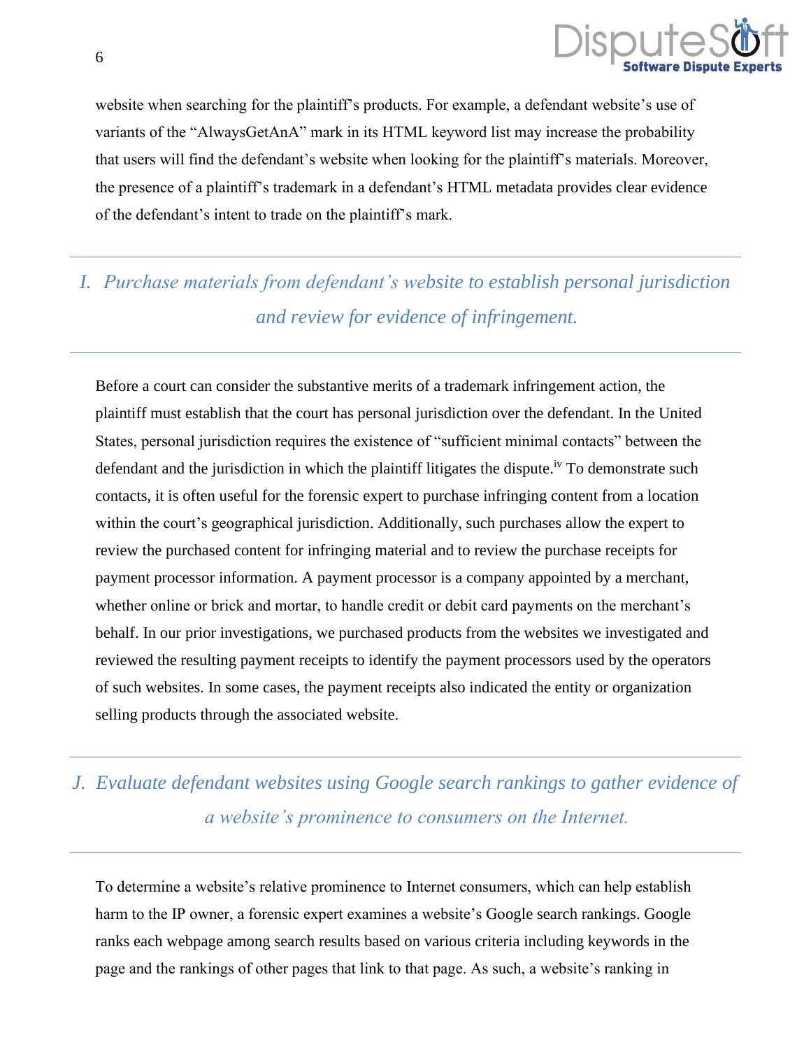website when searching for the plaintiff's products. For example, a defendant website's use of variants of the "AlwaysGetAnA" mark in its HTML keyword list may increase the probability that users will find the defendant's website when looking for the plaintiff's materials. Moreover, the presence of a plaintiff's trademark in a defendant's HTML metadata provides clear evidence of the defendant's intent to trade on the plaintiff's mark.

## *I. Purchase materials from defendant's website to establish personal jurisdiction and review for evidence of infringement.*

Before a court can consider the substantive merits of a trademark infringement action, the plaintiff must establish that the court has personal jurisdiction over the defendant. In the United States, personal jurisdiction requires the existence of "sufficient minimal contacts" between the defendant and the jurisdiction in which the plaintiff litigates the dispute.[iv] To demonstrate such contacts, it is often useful for the forensic expert to purchase infringing content from a location within the court's geographical jurisdiction. Additionally, such purchases allow the expert to review the purchased content for infringing material and to review the purchase receipts for payment processor information. A payment processor is a company appointed by a merchant, whether online or brick and mortar, to handle credit or debit card payments on the merchant's behalf. In our prior investigations, we purchased products from the websites we investigated and reviewed the resulting payment receipts to identify the payment processors used by the operators of such websites. In some cases, the payment receipts also indicated the entity or organization selling products through the associated website.

## *J. Evaluate defendant websites using Google search rankings to gather evidence of a website's prominence to consumers on the Internet.*

To determine a website's relative prominence to Internet consumers, which can help establish harm to the IP owner, a forensic expert examines a website's Google search rankings. Google ranks each webpage among search results based on various criteria including keywords in the page and the rankings of other pages that link to that page. As such, a website's ranking in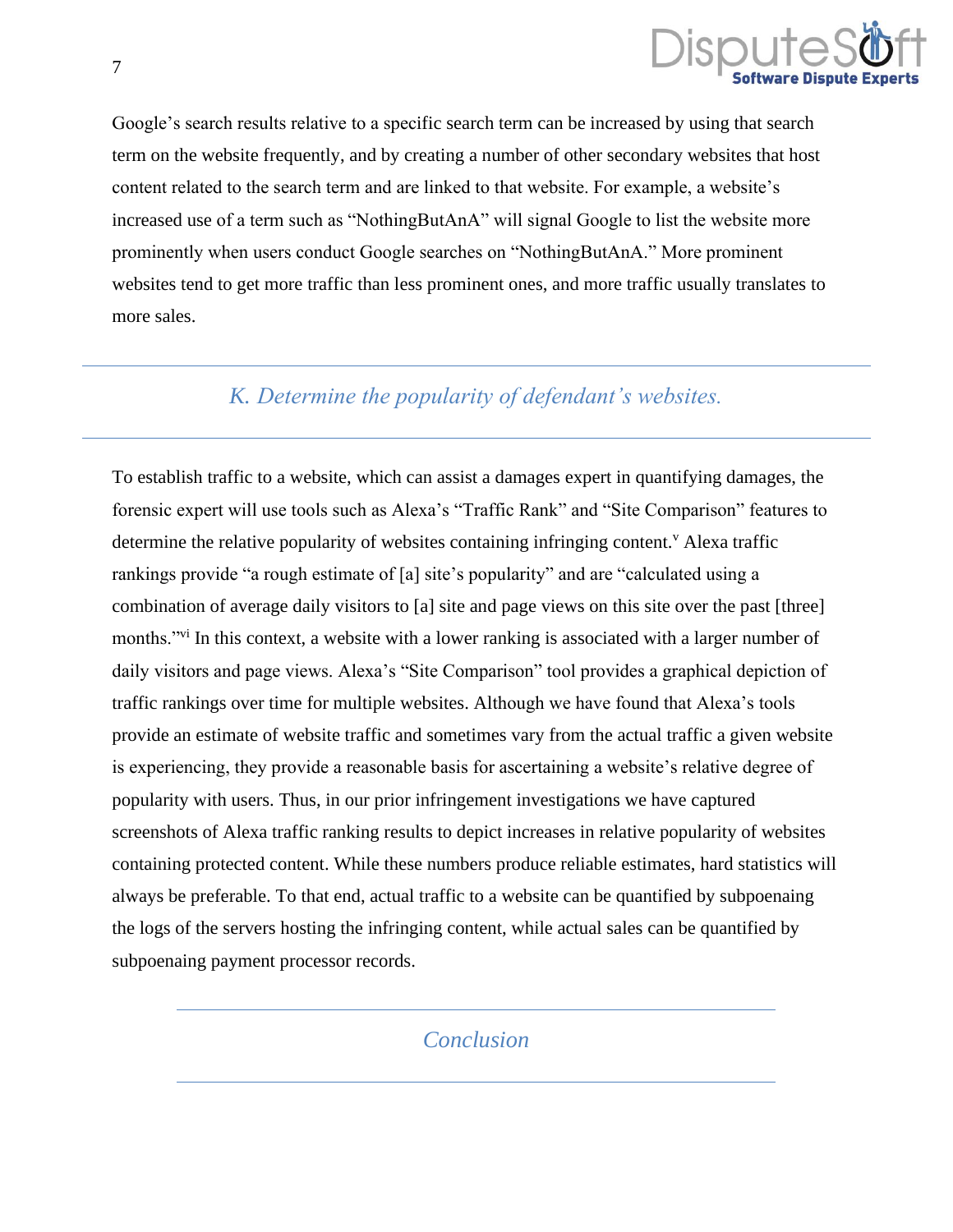Google's search results relative to a specific search term can be increased by using that search term on the website frequently, and by creating a number of other secondary websites that host content related to the search term and are linked to that website. For example, a website's increased use of a term such as "NothingButAnA" will signal Google to list the website more prominently when users conduct Google searches on "NothingButAnA." More prominent websites tend to get more traffic than less prominent ones, and more traffic usually translates to more sales.

## *K. Determine the popularity of defendant's websites.*

To establish traffic to a website, which can assist a damages expert in quantifying damages, the forensic expert will use tools such as Alexa's "Traffic Rank" and "Site Comparison" features to determine the relative popularity of websites containing infringing content.[v] Alexa traffic rankings provide "a rough estimate of [a] site's popularity" and are "calculated using a combination of average daily visitors to [a] site and page views on this site over the past [three] months."[vi] In this context, a website with a lower ranking is associated with a larger number of daily visitors and page views. Alexa's "Site Comparison" tool provides a graphical depiction of traffic rankings over time for multiple websites. Although we have found that Alexa's tools provide an estimate of website traffic and sometimes vary from the actual traffic a given website is experiencing, they provide a reasonable basis for ascertaining a website's relative degree of popularity with users. Thus, in our prior infringement investigations we have captured screenshots of Alexa traffic ranking results to depict increases in relative popularity of websites containing protected content. While these numbers produce reliable estimates, hard statistics will always be preferable. To that end, actual traffic to a website can be quantified by subpoenaing the logs of the servers hosting the infringing content, while actual sales can be quantified by subpoenaing payment processor records.

## *Conclusion*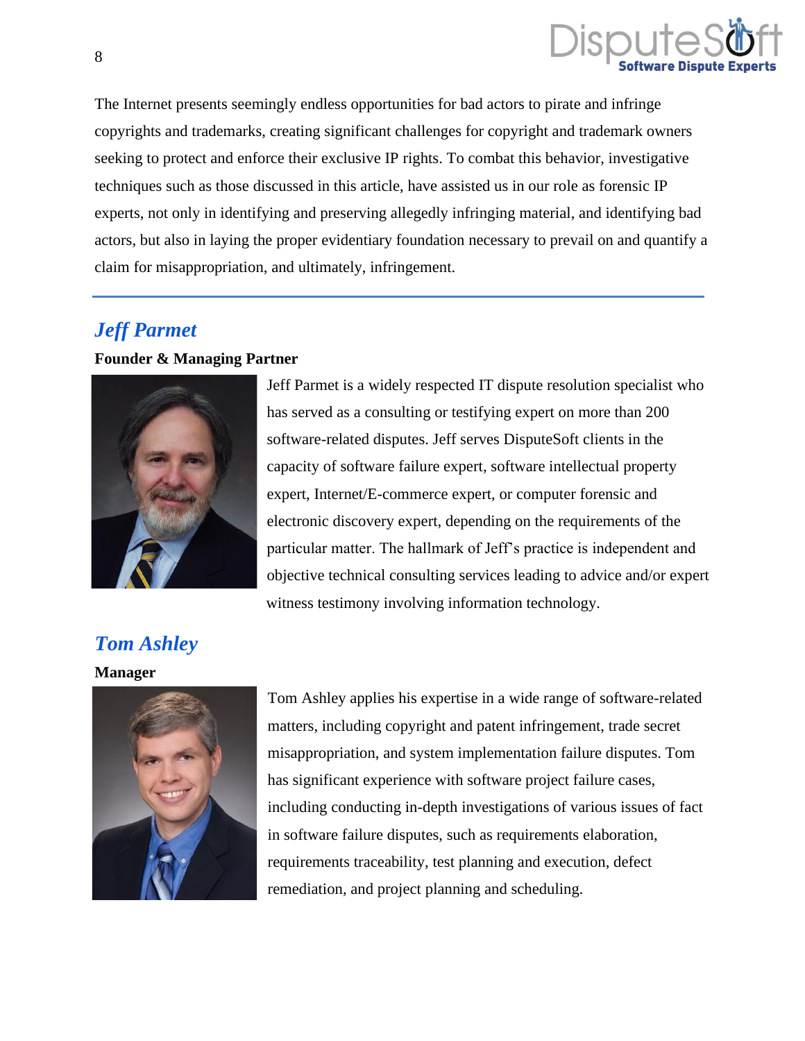The Internet presents seemingly endless opportunities for bad actors to pirate and infringe copyrights and trademarks, creating significant challenges for copyright and trademark owners seeking to protect and enforce their exclusive IP rights. To combat this behavior, investigative techniques such as those discussed in this article, have assisted us in our role as forensic IP experts, not only in identifying and preserving allegedly infringing material, and identifying bad actors, but also in laying the proper evidentiary foundation necessary to prevail on and quantify a claim for misappropriation, and ultimately, infringement.

---

## *Jeff Parmet*

**Founder & Managing Partner**

Jeff Parmet is a widely respected IT dispute resolution specialist who has served as a consulting or testifying expert on more than 200 software-related disputes. Jeff serves DisputeSoft clients in the capacity of software failure expert, software intellectual property expert, Internet/E-commerce expert, or computer forensic and electronic discovery expert, depending on the requirements of the particular matter. The hallmark of Jeff's practice is independent and objective technical consulting services leading to advice and/or expert witness testimony involving information technology.

## *Tom Ashley*

**Manager**

Tom Ashley applies his expertise in a wide range of software-related matters, including copyright and patent infringement, trade secret misappropriation, and system implementation failure disputes. Tom has significant experience with software project failure cases, including conducting in-depth investigations of various issues of fact in software failure disputes, such as requirements elaboration, requirements traceability, test planning and execution, defect remediation, and project planning and scheduling.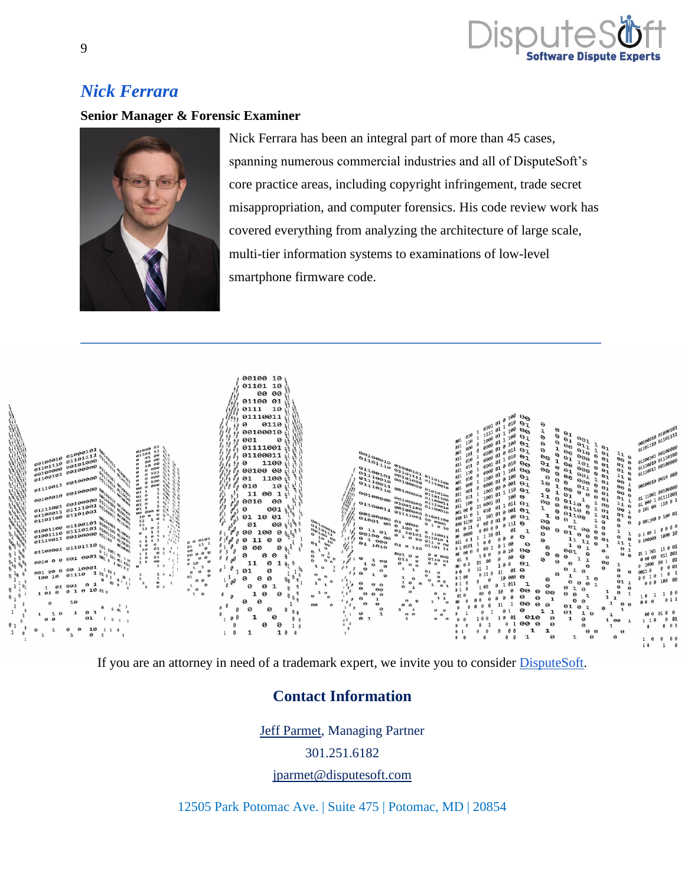## *Nick Ferrara*

**Senior Manager & Forensic Examiner**

Nick Ferrara has been an integral part of more than 45 cases, spanning numerous commercial industries and all of DisputeSoft's core practice areas, including copyright infringement, trade secret misappropriation, and computer forensics. His code review work has covered everything from analyzing the architecture of large scale, multi-tier information systems to examinations of low-level smartphone firmware code.

---

If you are an attorney in need of a trademark expert, we invite you to consider DisputeSoft.

## Contact Information

Jeff Parmet, Managing Partner

301.251.6182

jparmet@disputesoft.com

12505 Park Potomac Ave. | Suite 475 | Potomac, MD | 20854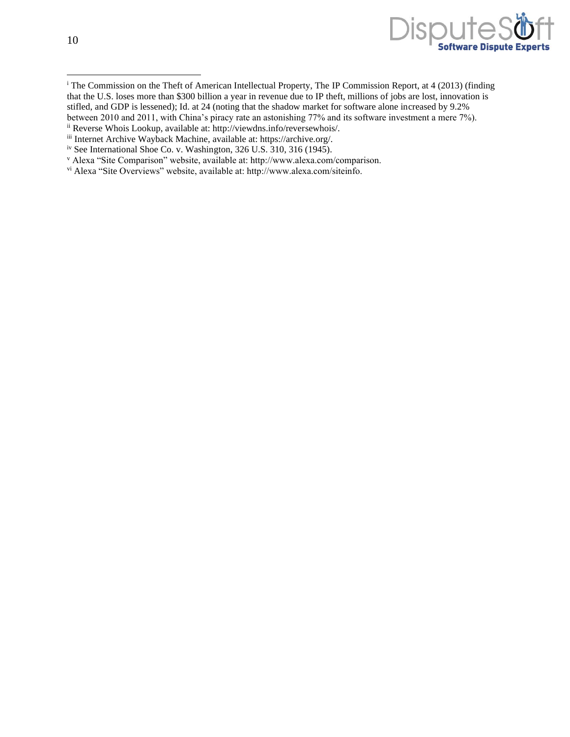[i] The Commission on the Theft of American Intellectual Property, The IP Commission Report, at 4 (2013) (finding that the U.S. loses more than $300 billion a year in revenue due to IP theft, millions of jobs are lost, innovation is stifled, and GDP is lessened); Id. at 24 (noting that the shadow market for software alone increased by 9.2% between 2010 and 2011, with China's piracy rate an astonishing 77% and its software investment a mere 7%).

[ii] Reverse Whois Lookup, available at: http://viewdns.info/reversewhois/.

[iii] Internet Archive Wayback Machine, available at: https://archive.org/.

[iv] See International Shoe Co. v. Washington, 326 U.S. 310, 316 (1945).

[v] Alexa "Site Comparison" website, available at: http://www.alexa.com/comparison.

[vi] Alexa "Site Overviews" website, available at: http://www.alexa.com/siteinfo.